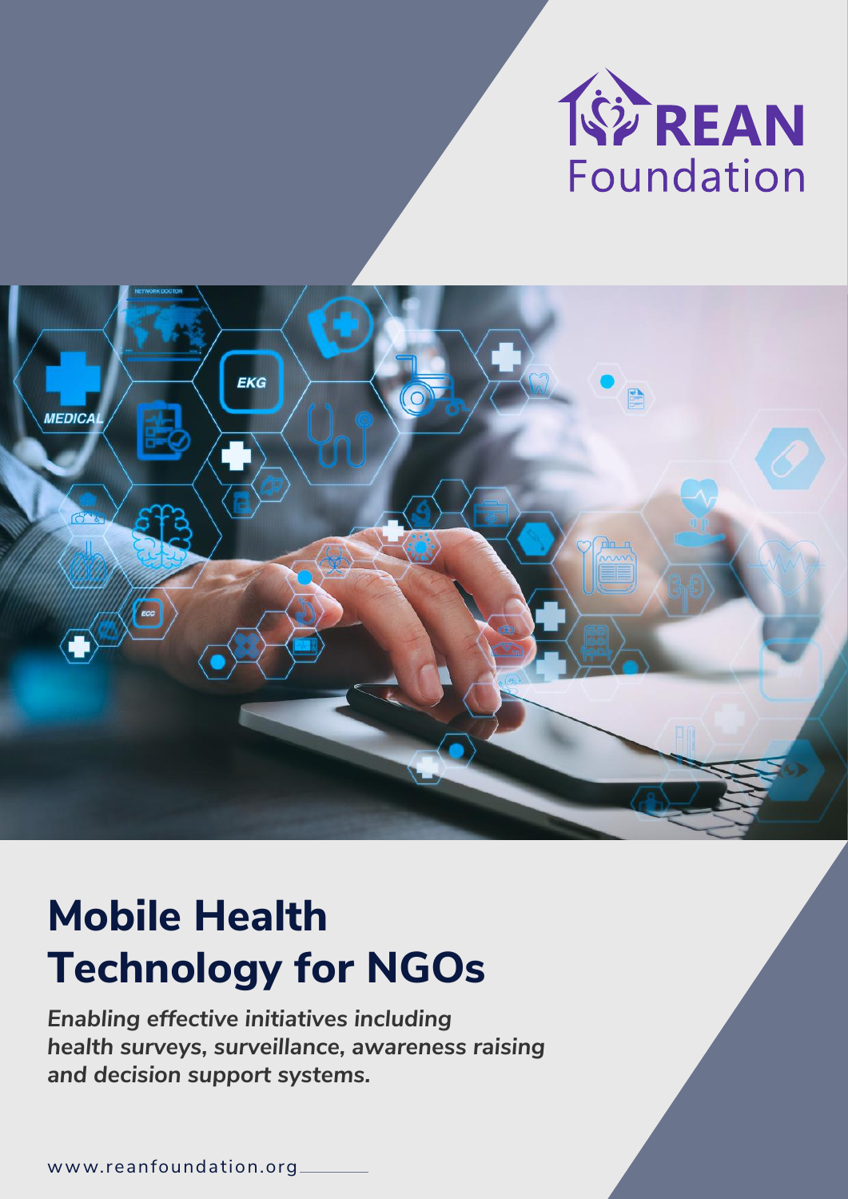REAN Foundation

# Mobile Health Technology for NGOs

***Enabling effective initiatives including health surveys, surveillance, awareness raising and decision support systems.***

www.reanfoundation.org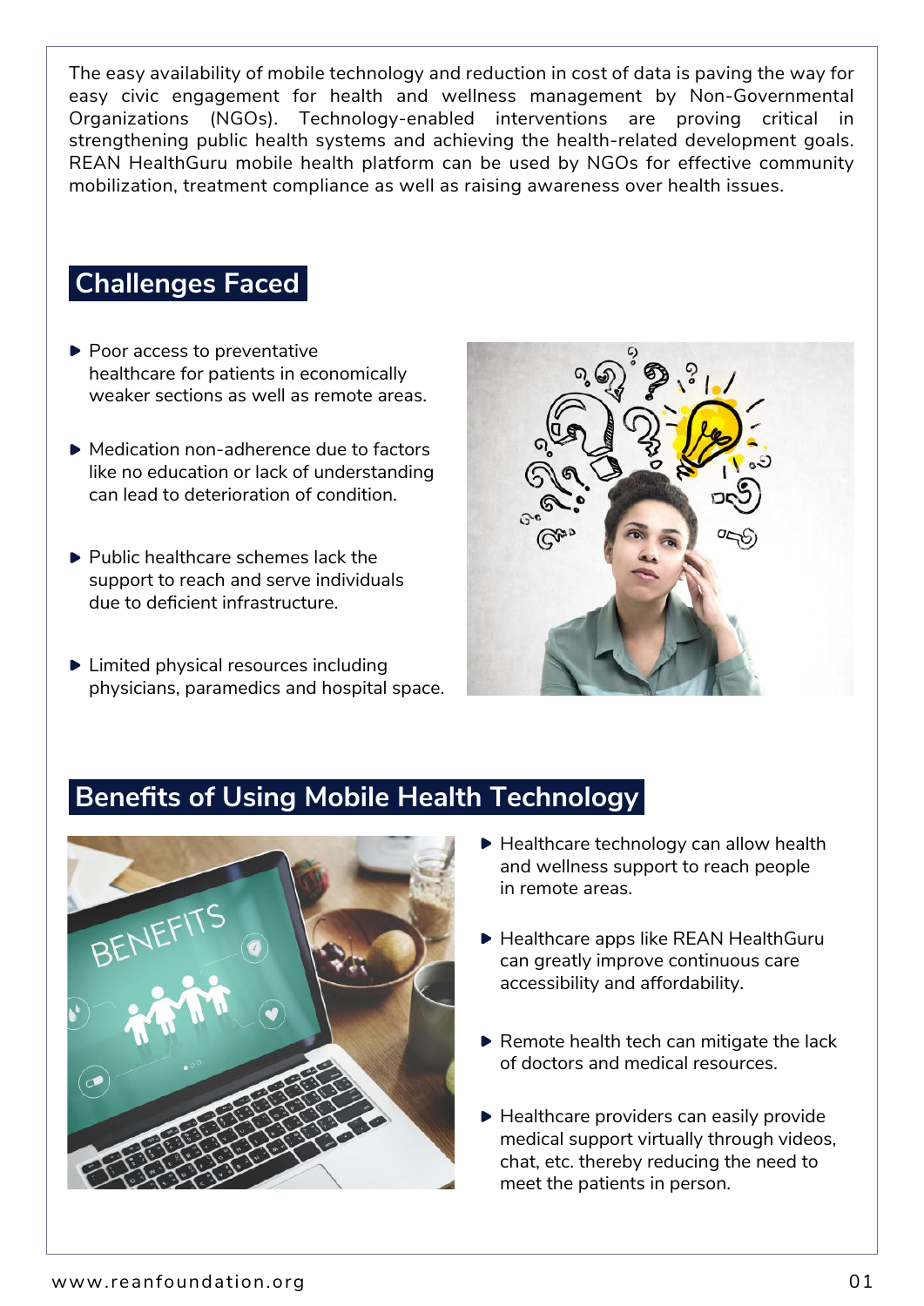The easy availability of mobile technology and reduction in cost of data is paving the way for easy civic engagement for health and wellness management by Non-Governmental Organizations (NGOs). Technology-enabled interventions are proving critical in strengthening public health systems and achieving the health-related development goals. REAN HealthGuru mobile health platform can be used by NGOs for effective community mobilization, treatment compliance as well as raising awareness over health issues.

## Challenges Faced

- Poor access to preventative healthcare for patients in economically weaker sections as well as remote areas.
- Medication non-adherence due to factors like no education or lack of understanding can lead to deterioration of condition.
- Public healthcare schemes lack the support to reach and serve individuals due to deficient infrastructure.
- Limited physical resources including physicians, paramedics and hospital space.

## Benefits of Using Mobile Health Technology

- Healthcare technology can allow health and wellness support to reach people in remote areas.
- Healthcare apps like REAN HealthGuru can greatly improve continuous care accessibility and affordability.
- Remote health tech can mitigate the lack of doctors and medical resources.
- Healthcare providers can easily provide medical support virtually through videos, chat, etc. thereby reducing the need to meet the patients in person.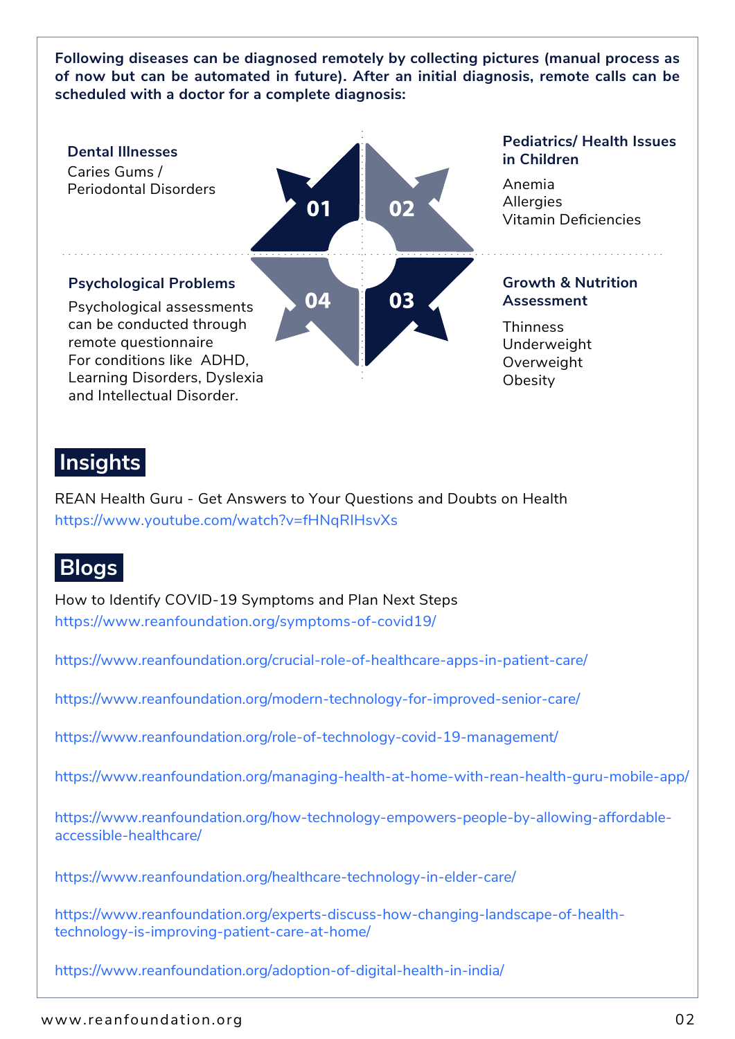**Following diseases can be diagnosed remotely by collecting pictures (manual process as of now but can be automated in future). After an initial diagnosis, remote calls can be scheduled with a doctor for a complete diagnosis:**

01

**Dental Illnesses**

Caries Gums /
Periodontal Disorders

02

**Pediatrics/ Health Issues in Children**

Anemia
Allergies
Vitamin Deficiencies

03

**Growth & Nutrition Assessment**

Thinness
Underweight
Overweight
Obesity

04

**Psychological Problems**

Psychological assessments can be conducted through remote questionnaire
For conditions like ADHD, Learning Disorders, Dyslexia and Intellectual Disorder.

## Insights

REAN Health Guru - Get Answers to Your Questions and Doubts on Health
https://www.youtube.com/watch?v=fHNqRIHsvXs

## Blogs

How to Identify COVID-19 Symptoms and Plan Next Steps
https://www.reanfoundation.org/symptoms-of-covid19/

https://www.reanfoundation.org/crucial-role-of-healthcare-apps-in-patient-care/

https://www.reanfoundation.org/modern-technology-for-improved-senior-care/

https://www.reanfoundation.org/role-of-technology-covid-19-management/

https://www.reanfoundation.org/managing-health-at-home-with-rean-health-guru-mobile-app/

https://www.reanfoundation.org/how-technology-empowers-people-by-allowing-affordable-accessible-healthcare/

https://www.reanfoundation.org/healthcare-technology-in-elder-care/

https://www.reanfoundation.org/experts-discuss-how-changing-landscape-of-health-technology-is-improving-patient-care-at-home/

https://www.reanfoundation.org/adoption-of-digital-health-in-india/